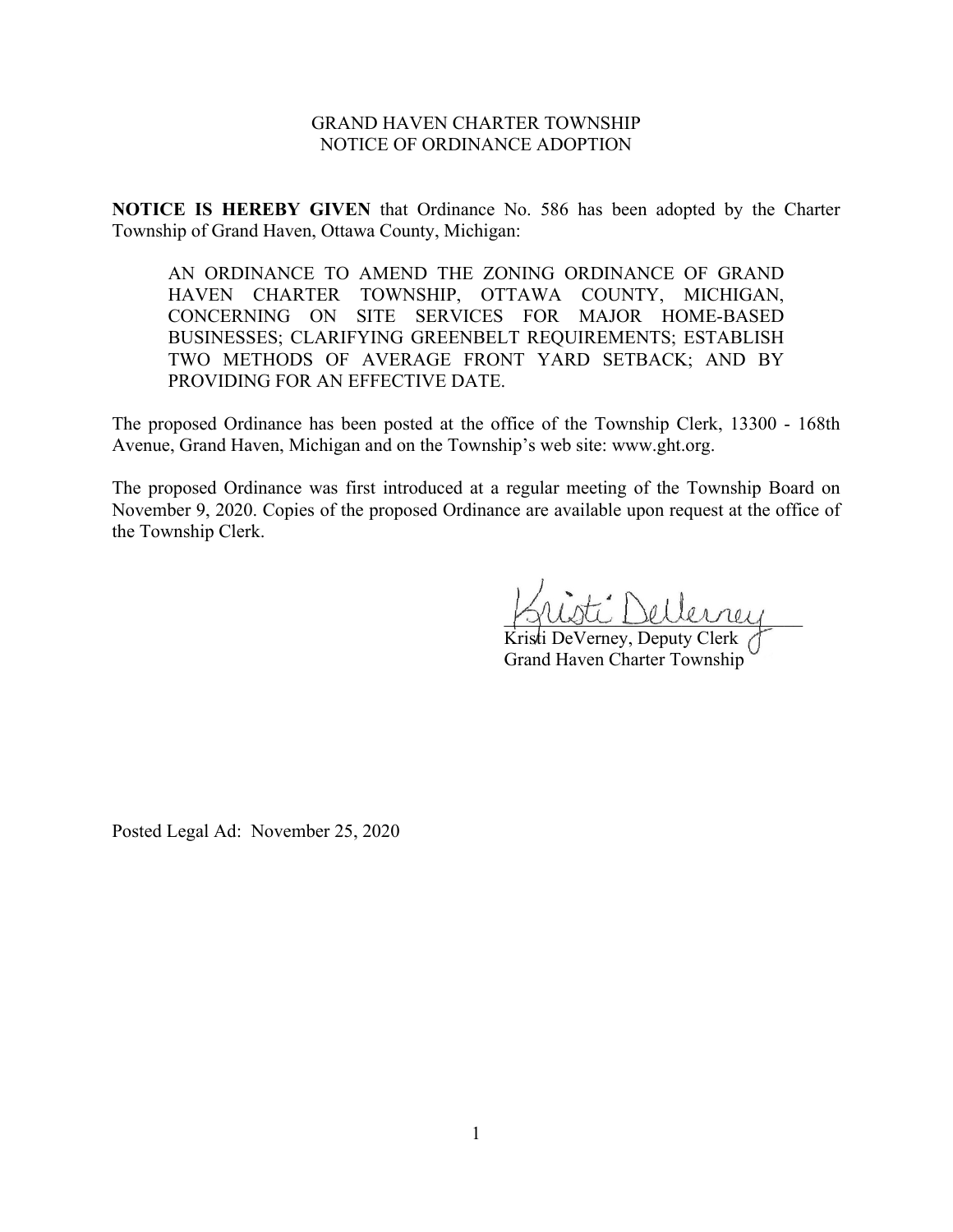GRAND HAVEN CHARTER TOWNSHIP
NOTICE OF ORDINANCE ADOPTION

**NOTICE IS HEREBY GIVEN** that Ordinance No. 586 has been adopted by the Charter Township of Grand Haven, Ottawa County, Michigan:

> AN ORDINANCE TO AMEND THE ZONING ORDINANCE OF GRAND HAVEN CHARTER TOWNSHIP, OTTAWA COUNTY, MICHIGAN, CONCERNING ON SITE SERVICES FOR MAJOR HOME-BASED BUSINESSES; CLARIFYING GREENBELT REQUIREMENTS; ESTABLISH TWO METHODS OF AVERAGE FRONT YARD SETBACK; AND BY PROVIDING FOR AN EFFECTIVE DATE.

The proposed Ordinance has been posted at the office of the Township Clerk, 13300 - 168th Avenue, Grand Haven, Michigan and on the Township's web site: www.ght.org.

The proposed Ordinance was first introduced at a regular meeting of the Township Board on November 9, 2020. Copies of the proposed Ordinance are available upon request at the office of the Township Clerk.

Kristi DeVerney, Deputy Clerk
Grand Haven Charter Township

Posted Legal Ad: November 25, 2020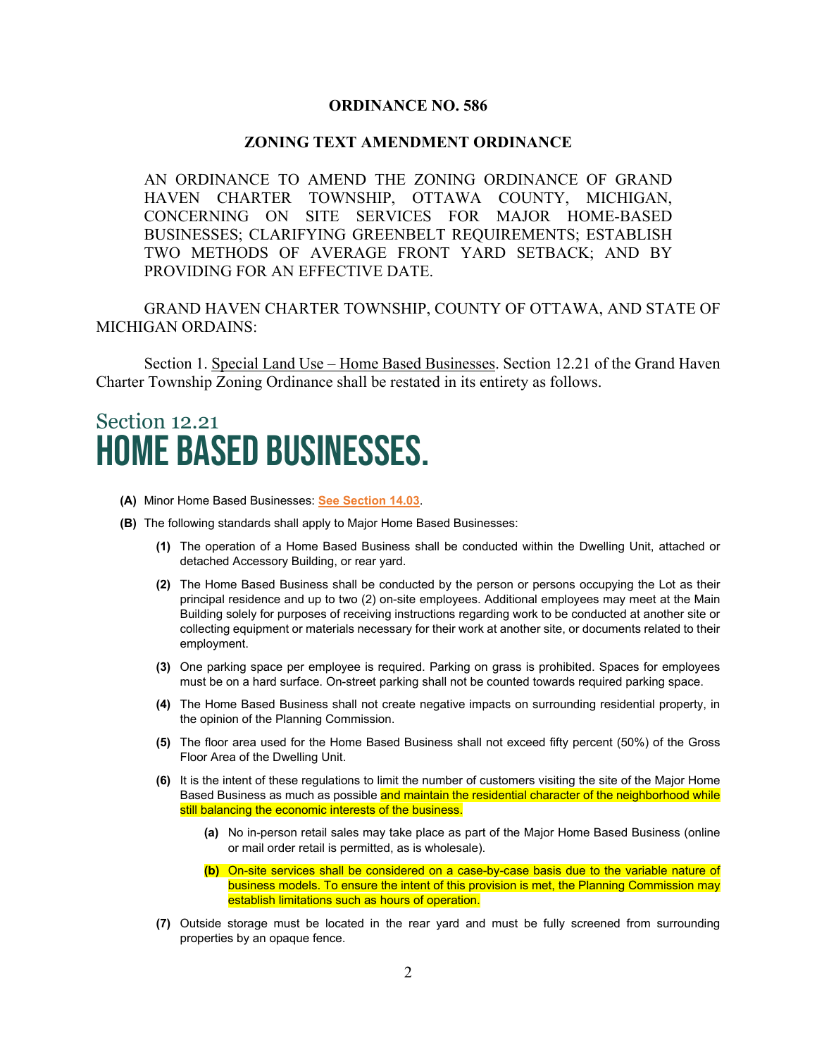**ORDINANCE NO. 586**

**ZONING TEXT AMENDMENT ORDINANCE**

AN ORDINANCE TO AMEND THE ZONING ORDINANCE OF GRAND HAVEN CHARTER TOWNSHIP, OTTAWA COUNTY, MICHIGAN, CONCERNING ON SITE SERVICES FOR MAJOR HOME-BASED BUSINESSES; CLARIFYING GREENBELT REQUIREMENTS; ESTABLISH TWO METHODS OF AVERAGE FRONT YARD SETBACK; AND BY PROVIDING FOR AN EFFECTIVE DATE.

GRAND HAVEN CHARTER TOWNSHIP, COUNTY OF OTTAWA, AND STATE OF MICHIGAN ORDAINS:

Section 1. Special Land Use – Home Based Businesses. Section 12.21 of the Grand Haven Charter Township Zoning Ordinance shall be restated in its entirety as follows.

# Section 12.21 HOME BASED BUSINESSES.

**(A)** Minor Home Based Businesses: **See Section 14.03**.

**(B)** The following standards shall apply to Major Home Based Businesses:

**(1)** The operation of a Home Based Business shall be conducted within the Dwelling Unit, attached or detached Accessory Building, or rear yard.

**(2)** The Home Based Business shall be conducted by the person or persons occupying the Lot as their principal residence and up to two (2) on-site employees. Additional employees may meet at the Main Building solely for purposes of receiving instructions regarding work to be conducted at another site or collecting equipment or materials necessary for their work at another site, or documents related to their employment.

**(3)** One parking space per employee is required. Parking on grass is prohibited. Spaces for employees must be on a hard surface. On-street parking shall not be counted towards required parking space.

**(4)** The Home Based Business shall not create negative impacts on surrounding residential property, in the opinion of the Planning Commission.

**(5)** The floor area used for the Home Based Business shall not exceed fifty percent (50%) of the Gross Floor Area of the Dwelling Unit.

**(6)** It is the intent of these regulations to limit the number of customers visiting the site of the Major Home Based Business as much as possible and maintain the residential character of the neighborhood while still balancing the economic interests of the business.

**(a)** No in-person retail sales may take place as part of the Major Home Based Business (online or mail order retail is permitted, as is wholesale).

**(b)** On-site services shall be considered on a case-by-case basis due to the variable nature of business models. To ensure the intent of this provision is met, the Planning Commission may establish limitations such as hours of operation.

**(7)** Outside storage must be located in the rear yard and must be fully screened from surrounding properties by an opaque fence.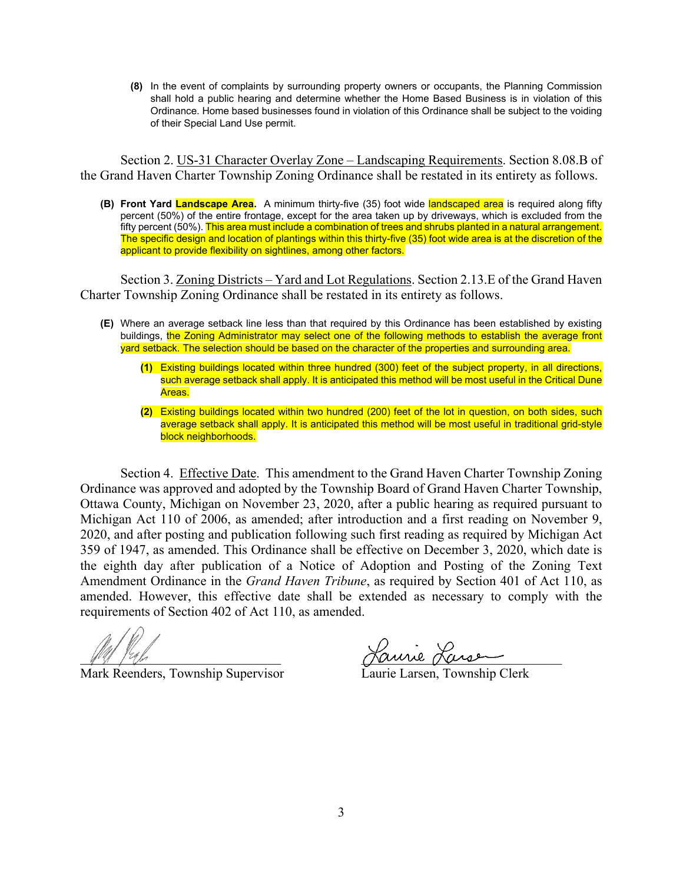**(8)** In the event of complaints by surrounding property owners or occupants, the Planning Commission shall hold a public hearing and determine whether the Home Based Business is in violation of this Ordinance. Home based businesses found in violation of this Ordinance shall be subject to the voiding of their Special Land Use permit.

Section 2. US-31 Character Overlay Zone – Landscaping Requirements. Section 8.08.B of the Grand Haven Charter Township Zoning Ordinance shall be restated in its entirety as follows.

**(B) Front Yard Landscape Area.** A minimum thirty-five (35) foot wide landscaped area is required along fifty percent (50%) of the entire frontage, except for the area taken up by driveways, which is excluded from the fifty percent (50%). This area must include a combination of trees and shrubs planted in a natural arrangement. The specific design and location of plantings within this thirty-five (35) foot wide area is at the discretion of the applicant to provide flexibility on sightlines, among other factors.

Section 3. Zoning Districts – Yard and Lot Regulations. Section 2.13.E of the Grand Haven Charter Township Zoning Ordinance shall be restated in its entirety as follows.

**(E)** Where an average setback line less than that required by this Ordinance has been established by existing buildings, the Zoning Administrator may select one of the following methods to establish the average front yard setback. The selection should be based on the character of the properties and surrounding area.

- **(1)** Existing buildings located within three hundred (300) feet of the subject property, in all directions, such average setback shall apply. It is anticipated this method will be most useful in the Critical Dune Areas.
- **(2)** Existing buildings located within two hundred (200) feet of the lot in question, on both sides, such average setback shall apply. It is anticipated this method will be most useful in traditional grid-style block neighborhoods.

Section 4. Effective Date. This amendment to the Grand Haven Charter Township Zoning Ordinance was approved and adopted by the Township Board of Grand Haven Charter Township, Ottawa County, Michigan on November 23, 2020, after a public hearing as required pursuant to Michigan Act 110 of 2006, as amended; after introduction and a first reading on November 9, 2020, and after posting and publication following such first reading as required by Michigan Act 359 of 1947, as amended. This Ordinance shall be effective on December 3, 2020, which date is the eighth day after publication of a Notice of Adoption and Posting of the Zoning Text Amendment Ordinance in the *Grand Haven Tribune*, as required by Section 401 of Act 110, as amended. However, this effective date shall be extended as necessary to comply with the requirements of Section 402 of Act 110, as amended.

Mark Reenders, Township Supervisor

Laurie Larsen, Township Clerk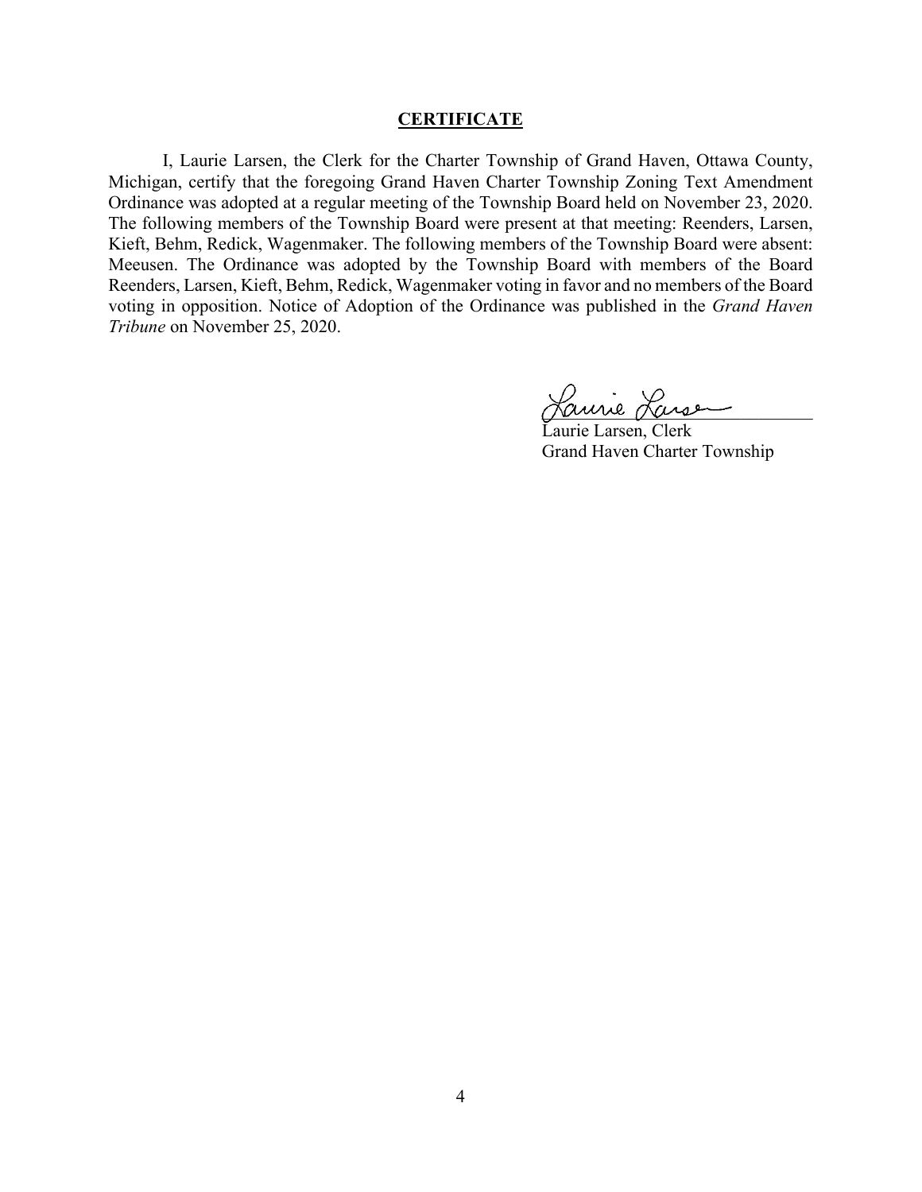## CERTIFICATE

I, Laurie Larsen, the Clerk for the Charter Township of Grand Haven, Ottawa County, Michigan, certify that the foregoing Grand Haven Charter Township Zoning Text Amendment Ordinance was adopted at a regular meeting of the Township Board held on November 23, 2020. The following members of the Township Board were present at that meeting: Reenders, Larsen, Kieft, Behm, Redick, Wagenmaker. The following members of the Township Board were absent: Meeusen. The Ordinance was adopted by the Township Board with members of the Board Reenders, Larsen, Kieft, Behm, Redick, Wagenmaker voting in favor and no members of the Board voting in opposition. Notice of Adoption of the Ordinance was published in the *Grand Haven Tribune* on November 25, 2020.

Laurie Larsen

Laurie Larsen, Clerk
Grand Haven Charter Township